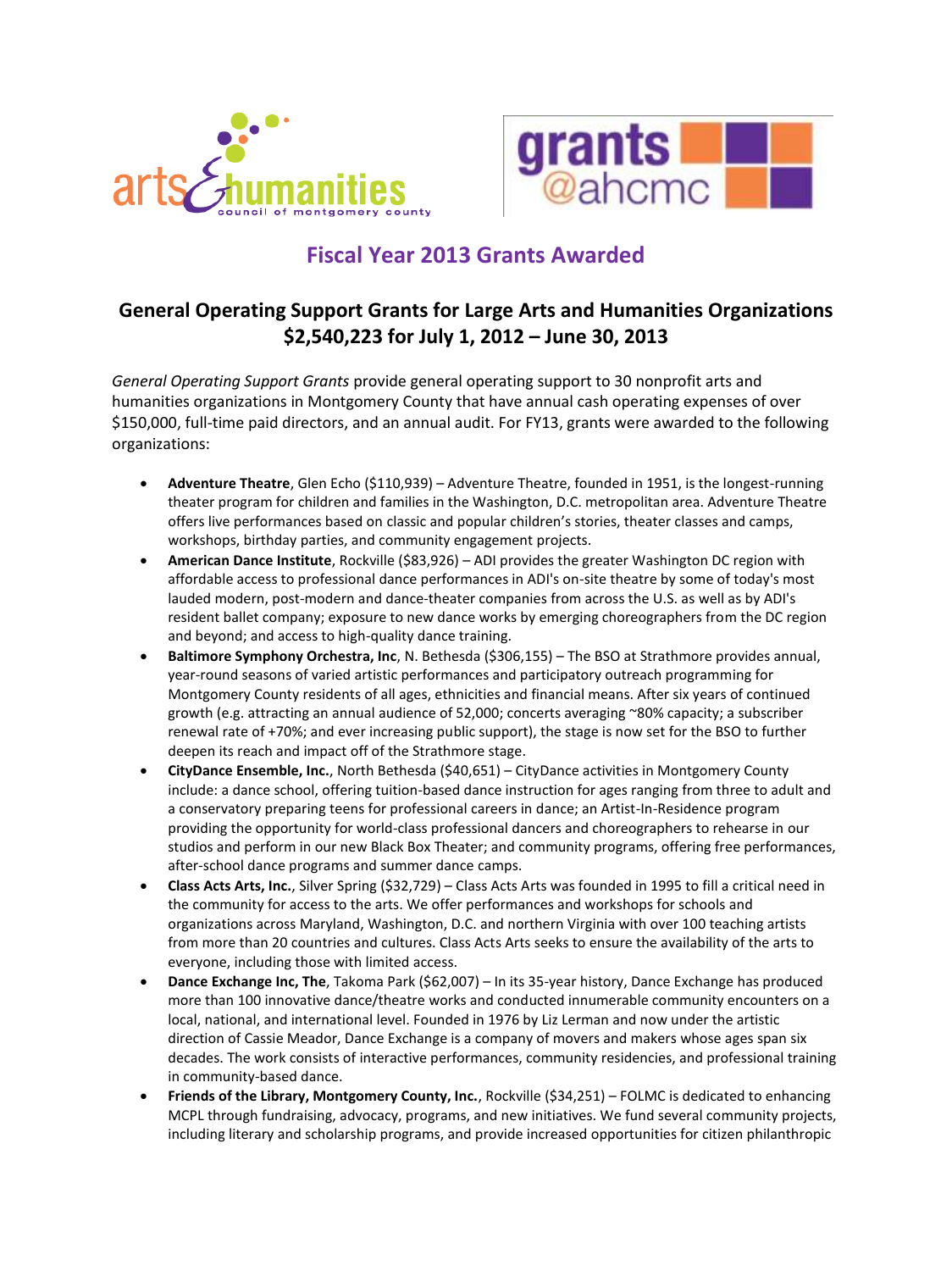# Fiscal Year 2013 Grants Awarded

## General Operating Support Grants for Large Arts and Humanities Organizations $2,540,223 for July 1, 2012 – June 30, 2013

*General Operating Support Grants* provide general operating support to 30 nonprofit arts and humanities organizations in Montgomery County that have annual cash operating expenses of over $150,000, full-time paid directors, and an annual audit. For FY13, grants were awarded to the following organizations:

- **Adventure Theatre**, Glen Echo ($110,939) – Adventure Theatre, founded in 1951, is the longest-running theater program for children and families in the Washington, D.C. metropolitan area. Adventure Theatre offers live performances based on classic and popular children's stories, theater classes and camps, workshops, birthday parties, and community engagement projects.
- **American Dance Institute**, Rockville ($83,926) – ADI provides the greater Washington DC region with affordable access to professional dance performances in ADI's on-site theatre by some of today's most lauded modern, post-modern and dance-theater companies from across the U.S. as well as by ADI's resident ballet company; exposure to new dance works by emerging choreographers from the DC region and beyond; and access to high-quality dance training.
- **Baltimore Symphony Orchestra, Inc**, N. Bethesda ($306,155) – The BSO at Strathmore provides annual, year-round seasons of varied artistic performances and participatory outreach programming for Montgomery County residents of all ages, ethnicities and financial means. After six years of continued growth (e.g. attracting an annual audience of 52,000; concerts averaging ~80% capacity; a subscriber renewal rate of +70%; and ever increasing public support), the stage is now set for the BSO to further deepen its reach and impact off of the Strathmore stage.
- **CityDance Ensemble, Inc.**, North Bethesda ($40,651) – CityDance activities in Montgomery County include: a dance school, offering tuition-based dance instruction for ages ranging from three to adult and a conservatory preparing teens for professional careers in dance; an Artist-In-Residence program providing the opportunity for world-class professional dancers and choreographers to rehearse in our studios and perform in our new Black Box Theater; and community programs, offering free performances, after-school dance programs and summer dance camps.
- **Class Acts Arts, Inc.**, Silver Spring ($32,729) – Class Acts Arts was founded in 1995 to fill a critical need in the community for access to the arts. We offer performances and workshops for schools and organizations across Maryland, Washington, D.C. and northern Virginia with over 100 teaching artists from more than 20 countries and cultures. Class Acts Arts seeks to ensure the availability of the arts to everyone, including those with limited access.
- **Dance Exchange Inc, The**, Takoma Park ($62,007) – In its 35-year history, Dance Exchange has produced more than 100 innovative dance/theatre works and conducted innumerable community encounters on a local, national, and international level. Founded in 1976 by Liz Lerman and now under the artistic direction of Cassie Meador, Dance Exchange is a company of movers and makers whose ages span six decades. The work consists of interactive performances, community residencies, and professional training in community-based dance.
- **Friends of the Library, Montgomery County, Inc.**, Rockville ($34,251) – FOLMC is dedicated to enhancing MCPL through fundraising, advocacy, programs, and new initiatives. We fund several community projects, including literary and scholarship programs, and provide increased opportunities for citizen philanthropic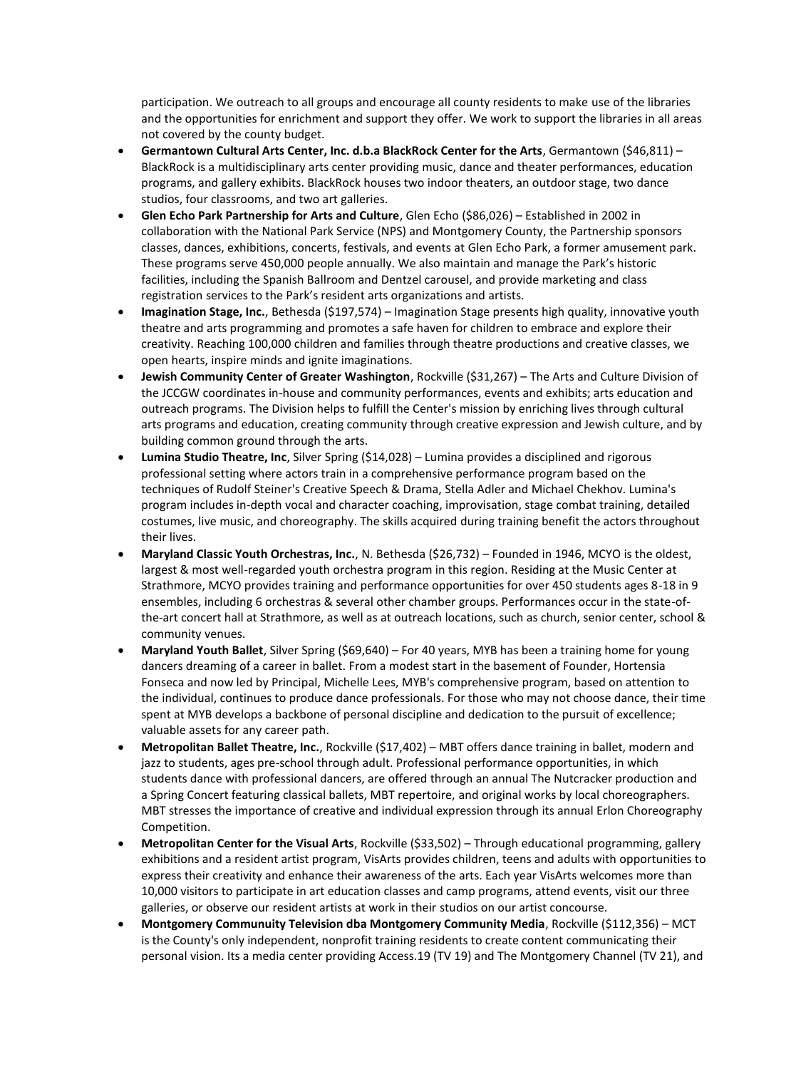participation. We outreach to all groups and encourage all county residents to make use of the libraries and the opportunities for enrichment and support they offer. We work to support the libraries in all areas not covered by the county budget.

- **Germantown Cultural Arts Center, Inc. d.b.a BlackRock Center for the Arts**, Germantown ($46,811) – BlackRock is a multidisciplinary arts center providing music, dance and theater performances, education programs, and gallery exhibits. BlackRock houses two indoor theaters, an outdoor stage, two dance studios, four classrooms, and two art galleries.
- **Glen Echo Park Partnership for Arts and Culture**, Glen Echo ($86,026) – Established in 2002 in collaboration with the National Park Service (NPS) and Montgomery County, the Partnership sponsors classes, dances, exhibitions, concerts, festivals, and events at Glen Echo Park, a former amusement park. These programs serve 450,000 people annually. We also maintain and manage the Park's historic facilities, including the Spanish Ballroom and Dentzel carousel, and provide marketing and class registration services to the Park's resident arts organizations and artists.
- **Imagination Stage, Inc.**, Bethesda ($197,574) – Imagination Stage presents high quality, innovative youth theatre and arts programming and promotes a safe haven for children to embrace and explore their creativity. Reaching 100,000 children and families through theatre productions and creative classes, we open hearts, inspire minds and ignite imaginations.
- **Jewish Community Center of Greater Washington**, Rockville ($31,267) – The Arts and Culture Division of the JCCGW coordinates in-house and community performances, events and exhibits; arts education and outreach programs. The Division helps to fulfill the Center's mission by enriching lives through cultural arts programs and education, creating community through creative expression and Jewish culture, and by building common ground through the arts.
- **Lumina Studio Theatre, Inc**, Silver Spring ($14,028) – Lumina provides a disciplined and rigorous professional setting where actors train in a comprehensive performance program based on the techniques of Rudolf Steiner's Creative Speech & Drama, Stella Adler and Michael Chekhov. Lumina's program includes in-depth vocal and character coaching, improvisation, stage combat training, detailed costumes, live music, and choreography. The skills acquired during training benefit the actors throughout their lives.
- **Maryland Classic Youth Orchestras, Inc.**, N. Bethesda ($26,732) – Founded in 1946, MCYO is the oldest, largest & most well-regarded youth orchestra program in this region. Residing at the Music Center at Strathmore, MCYO provides training and performance opportunities for over 450 students ages 8-18 in 9 ensembles, including 6 orchestras & several other chamber groups. Performances occur in the state-of-the-art concert hall at Strathmore, as well as at outreach locations, such as church, senior center, school & community venues.
- **Maryland Youth Ballet**, Silver Spring ($69,640) – For 40 years, MYB has been a training home for young dancers dreaming of a career in ballet. From a modest start in the basement of Founder, Hortensia Fonseca and now led by Principal, Michelle Lees, MYB's comprehensive program, based on attention to the individual, continues to produce dance professionals. For those who may not choose dance, their time spent at MYB develops a backbone of personal discipline and dedication to the pursuit of excellence; valuable assets for any career path.
- **Metropolitan Ballet Theatre, Inc.**, Rockville ($17,402) – MBT offers dance training in ballet, modern and jazz to students, ages pre-school through adult. Professional performance opportunities, in which students dance with professional dancers, are offered through an annual The Nutcracker production and a Spring Concert featuring classical ballets, MBT repertoire, and original works by local choreographers. MBT stresses the importance of creative and individual expression through its annual Erlon Choreography Competition.
- **Metropolitan Center for the Visual Arts**, Rockville ($33,502) – Through educational programming, gallery exhibitions and a resident artist program, VisArts provides children, teens and adults with opportunities to express their creativity and enhance their awareness of the arts. Each year VisArts welcomes more than 10,000 visitors to participate in art education classes and camp programs, attend events, visit our three galleries, or observe our resident artists at work in their studios on our artist concourse.
- **Montgomery Communuity Television dba Montgomery Community Media**, Rockville ($112,356) – MCT is the County's only independent, nonprofit training residents to create content communicating their personal vision. Its a media center providing Access.19 (TV 19) and The Montgomery Channel (TV 21), and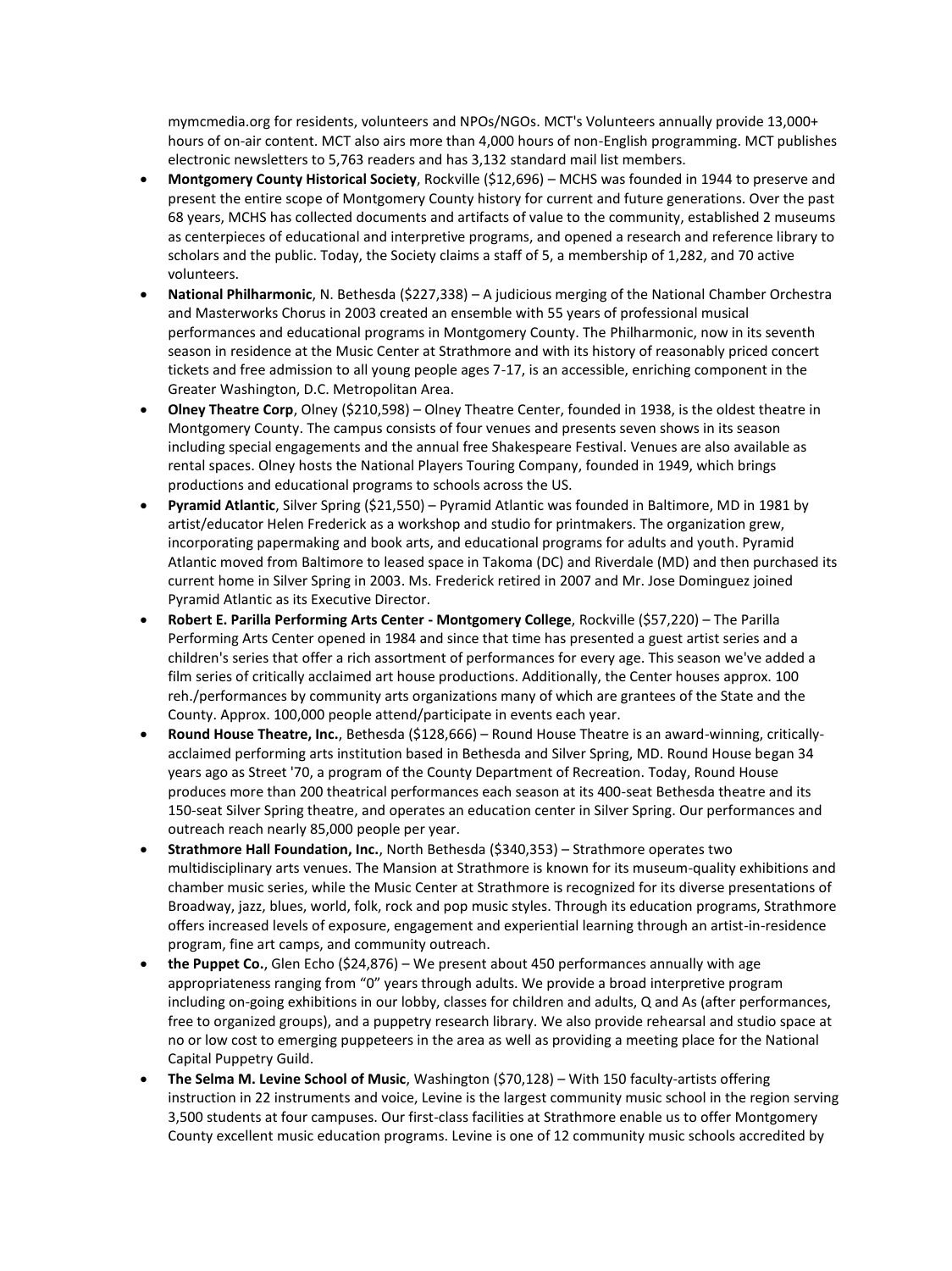mymcmedia.org for residents, volunteers and NPOs/NGOs. MCT's Volunteers annually provide 13,000+ hours of on-air content. MCT also airs more than 4,000 hours of non-English programming. MCT publishes electronic newsletters to 5,763 readers and has 3,132 standard mail list members.

- **Montgomery County Historical Society**, Rockville ($12,696) – MCHS was founded in 1944 to preserve and present the entire scope of Montgomery County history for current and future generations. Over the past 68 years, MCHS has collected documents and artifacts of value to the community, established 2 museums as centerpieces of educational and interpretive programs, and opened a research and reference library to scholars and the public. Today, the Society claims a staff of 5, a membership of 1,282, and 70 active volunteers.
- **National Philharmonic**, N. Bethesda ($227,338) – A judicious merging of the National Chamber Orchestra and Masterworks Chorus in 2003 created an ensemble with 55 years of professional musical performances and educational programs in Montgomery County. The Philharmonic, now in its seventh season in residence at the Music Center at Strathmore and with its history of reasonably priced concert tickets and free admission to all young people ages 7-17, is an accessible, enriching component in the Greater Washington, D.C. Metropolitan Area.
- **Olney Theatre Corp**, Olney ($210,598) – Olney Theatre Center, founded in 1938, is the oldest theatre in Montgomery County. The campus consists of four venues and presents seven shows in its season including special engagements and the annual free Shakespeare Festival. Venues are also available as rental spaces. Olney hosts the National Players Touring Company, founded in 1949, which brings productions and educational programs to schools across the US.
- **Pyramid Atlantic**, Silver Spring ($21,550) – Pyramid Atlantic was founded in Baltimore, MD in 1981 by artist/educator Helen Frederick as a workshop and studio for printmakers. The organization grew, incorporating papermaking and book arts, and educational programs for adults and youth. Pyramid Atlantic moved from Baltimore to leased space in Takoma (DC) and Riverdale (MD) and then purchased its current home in Silver Spring in 2003. Ms. Frederick retired in 2007 and Mr. Jose Dominguez joined Pyramid Atlantic as its Executive Director.
- **Robert E. Parilla Performing Arts Center - Montgomery College**, Rockville ($57,220) – The Parilla Performing Arts Center opened in 1984 and since that time has presented a guest artist series and a children's series that offer a rich assortment of performances for every age. This season we've added a film series of critically acclaimed art house productions. Additionally, the Center houses approx. 100 reh./performances by community arts organizations many of which are grantees of the State and the County. Approx. 100,000 people attend/participate in events each year.
- **Round House Theatre, Inc.**, Bethesda ($128,666) – Round House Theatre is an award-winning, critically-acclaimed performing arts institution based in Bethesda and Silver Spring, MD. Round House began 34 years ago as Street '70, a program of the County Department of Recreation. Today, Round House produces more than 200 theatrical performances each season at its 400-seat Bethesda theatre and its 150-seat Silver Spring theatre, and operates an education center in Silver Spring. Our performances and outreach reach nearly 85,000 people per year.
- **Strathmore Hall Foundation, Inc.**, North Bethesda ($340,353) – Strathmore operates two multidisciplinary arts venues. The Mansion at Strathmore is known for its museum-quality exhibitions and chamber music series, while the Music Center at Strathmore is recognized for its diverse presentations of Broadway, jazz, blues, world, folk, rock and pop music styles. Through its education programs, Strathmore offers increased levels of exposure, engagement and experiential learning through an artist-in-residence program, fine art camps, and community outreach.
- **the Puppet Co.**, Glen Echo ($24,876) – We present about 450 performances annually with age appropriateness ranging from "0" years through adults. We provide a broad interpretive program including on-going exhibitions in our lobby, classes for children and adults, Q and As (after performances, free to organized groups), and a puppetry research library. We also provide rehearsal and studio space at no or low cost to emerging puppeteers in the area as well as providing a meeting place for the National Capital Puppetry Guild.
- **The Selma M. Levine School of Music**, Washington ($70,128) – With 150 faculty-artists offering instruction in 22 instruments and voice, Levine is the largest community music school in the region serving 3,500 students at four campuses. Our first-class facilities at Strathmore enable us to offer Montgomery County excellent music education programs. Levine is one of 12 community music schools accredited by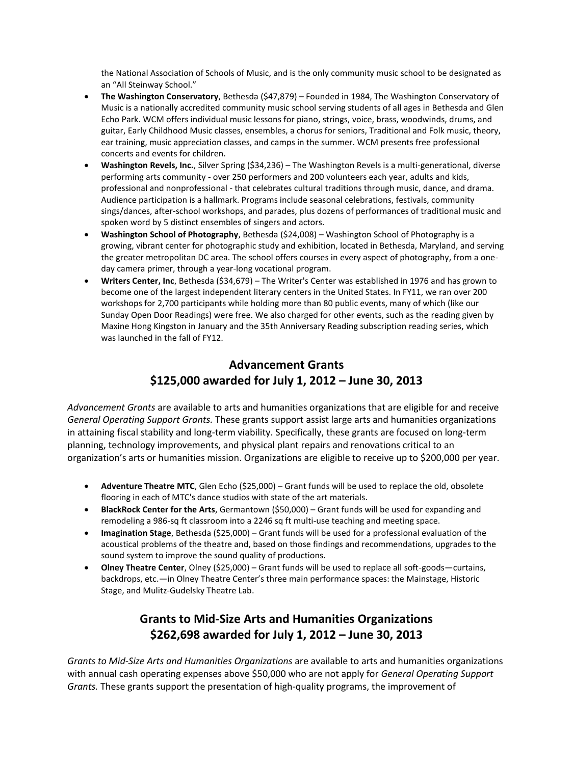the National Association of Schools of Music, and is the only community music school to be designated as an "All Steinway School."

- **The Washington Conservatory**, Bethesda ($47,879) – Founded in 1984, The Washington Conservatory of Music is a nationally accredited community music school serving students of all ages in Bethesda and Glen Echo Park. WCM offers individual music lessons for piano, strings, voice, brass, woodwinds, drums, and guitar, Early Childhood Music classes, ensembles, a chorus for seniors, Traditional and Folk music, theory, ear training, music appreciation classes, and camps in the summer. WCM presents free professional concerts and events for children.
- **Washington Revels, Inc.**, Silver Spring ($34,236) – The Washington Revels is a multi-generational, diverse performing arts community - over 250 performers and 200 volunteers each year, adults and kids, professional and nonprofessional - that celebrates cultural traditions through music, dance, and drama. Audience participation is a hallmark. Programs include seasonal celebrations, festivals, community sings/dances, after-school workshops, and parades, plus dozens of performances of traditional music and spoken word by 5 distinct ensembles of singers and actors.
- **Washington School of Photography**, Bethesda ($24,008) – Washington School of Photography is a growing, vibrant center for photographic study and exhibition, located in Bethesda, Maryland, and serving the greater metropolitan DC area. The school offers courses in every aspect of photography, from a one-day camera primer, through a year-long vocational program.
- **Writers Center, Inc**, Bethesda ($34,679) – The Writer's Center was established in 1976 and has grown to become one of the largest independent literary centers in the United States. In FY11, we ran over 200 workshops for 2,700 participants while holding more than 80 public events, many of which (like our Sunday Open Door Readings) were free. We also charged for other events, such as the reading given by Maxine Hong Kingston in January and the 35th Anniversary Reading subscription reading series, which was launched in the fall of FY12.

## Advancement Grants
## $125,000 awarded for July 1, 2012 – June 30, 2013

*Advancement Grants* are available to arts and humanities organizations that are eligible for and receive *General Operating Support Grants.* These grants support assist large arts and humanities organizations in attaining fiscal stability and long-term viability. Specifically, these grants are focused on long-term planning, technology improvements, and physical plant repairs and renovations critical to an organization's arts or humanities mission. Organizations are eligible to receive up to $200,000 per year.

- **Adventure Theatre MTC**, Glen Echo ($25,000) – Grant funds will be used to replace the old, obsolete flooring in each of MTC's dance studios with state of the art materials.
- **BlackRock Center for the Arts**, Germantown ($50,000) – Grant funds will be used for expanding and remodeling a 986-sq ft classroom into a 2246 sq ft multi-use teaching and meeting space.
- **Imagination Stage**, Bethesda ($25,000) – Grant funds will be used for a professional evaluation of the acoustical problems of the theatre and, based on those findings and recommendations, upgrades to the sound system to improve the sound quality of productions.
- **Olney Theatre Center**, Olney ($25,000) – Grant funds will be used to replace all soft-goods—curtains, backdrops, etc.—in Olney Theatre Center's three main performance spaces: the Mainstage, Historic Stage, and Mulitz-Gudelsky Theatre Lab.

## Grants to Mid-Size Arts and Humanities Organizations
## $262,698 awarded for July 1, 2012 – June 30, 2013

*Grants to Mid-Size Arts and Humanities Organizations* are available to arts and humanities organizations with annual cash operating expenses above $50,000 who are not apply for *General Operating Support Grants.* These grants support the presentation of high-quality programs, the improvement of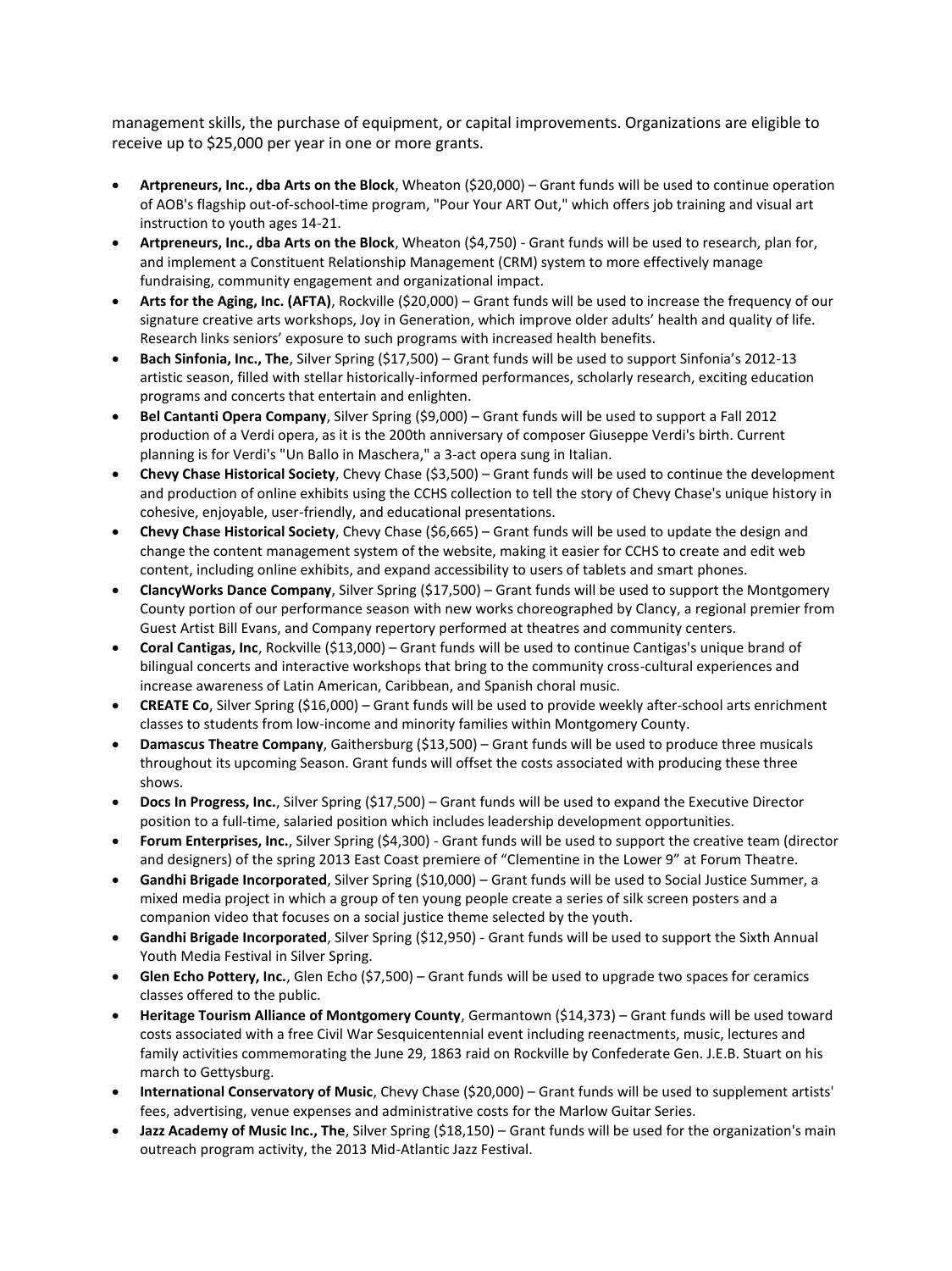management skills, the purchase of equipment, or capital improvements. Organizations are eligible to receive up to $25,000 per year in one or more grants.

- **Artpreneurs, Inc., dba Arts on the Block**, Wheaton ($20,000) – Grant funds will be used to continue operation of AOB's flagship out-of-school-time program, "Pour Your ART Out," which offers job training and visual art instruction to youth ages 14-21.
- **Artpreneurs, Inc., dba Arts on the Block**, Wheaton ($4,750) - Grant funds will be used to research, plan for, and implement a Constituent Relationship Management (CRM) system to more effectively manage fundraising, community engagement and organizational impact.
- **Arts for the Aging, Inc. (AFTA)**, Rockville ($20,000) – Grant funds will be used to increase the frequency of our signature creative arts workshops, Joy in Generation, which improve older adults' health and quality of life. Research links seniors' exposure to such programs with increased health benefits.
- **Bach Sinfonia, Inc., The**, Silver Spring ($17,500) – Grant funds will be used to support Sinfonia's 2012-13 artistic season, filled with stellar historically-informed performances, scholarly research, exciting education programs and concerts that entertain and enlighten.
- **Bel Cantanti Opera Company**, Silver Spring ($9,000) – Grant funds will be used to support a Fall 2012 production of a Verdi opera, as it is the 200th anniversary of composer Giuseppe Verdi's birth. Current planning is for Verdi's "Un Ballo in Maschera," a 3-act opera sung in Italian.
- **Chevy Chase Historical Society**, Chevy Chase ($3,500) – Grant funds will be used to continue the development and production of online exhibits using the CCHS collection to tell the story of Chevy Chase's unique history in cohesive, enjoyable, user-friendly, and educational presentations.
- **Chevy Chase Historical Society**, Chevy Chase ($6,665) – Grant funds will be used to update the design and change the content management system of the website, making it easier for CCHS to create and edit web content, including online exhibits, and expand accessibility to users of tablets and smart phones.
- **ClancyWorks Dance Company**, Silver Spring ($17,500) – Grant funds will be used to support the Montgomery County portion of our performance season with new works choreographed by Clancy, a regional premier from Guest Artist Bill Evans, and Company repertory performed at theatres and community centers.
- **Coral Cantigas, Inc**, Rockville ($13,000) – Grant funds will be used to continue Cantigas's unique brand of bilingual concerts and interactive workshops that bring to the community cross-cultural experiences and increase awareness of Latin American, Caribbean, and Spanish choral music.
- **CREATE Co**, Silver Spring ($16,000) – Grant funds will be used to provide weekly after-school arts enrichment classes to students from low-income and minority families within Montgomery County.
- **Damascus Theatre Company**, Gaithersburg ($13,500) – Grant funds will be used to produce three musicals throughout its upcoming Season. Grant funds will offset the costs associated with producing these three shows.
- **Docs In Progress, Inc.**, Silver Spring ($17,500) – Grant funds will be used to expand the Executive Director position to a full-time, salaried position which includes leadership development opportunities.
- **Forum Enterprises, Inc.**, Silver Spring ($4,300) - Grant funds will be used to support the creative team (director and designers) of the spring 2013 East Coast premiere of "Clementine in the Lower 9" at Forum Theatre.
- **Gandhi Brigade Incorporated**, Silver Spring ($10,000) – Grant funds will be used to Social Justice Summer, a mixed media project in which a group of ten young people create a series of silk screen posters and a companion video that focuses on a social justice theme selected by the youth.
- **Gandhi Brigade Incorporated**, Silver Spring ($12,950) - Grant funds will be used to support the Sixth Annual Youth Media Festival in Silver Spring.
- **Glen Echo Pottery, Inc.**, Glen Echo ($7,500) – Grant funds will be used to upgrade two spaces for ceramics classes offered to the public.
- **Heritage Tourism Alliance of Montgomery County**, Germantown ($14,373) – Grant funds will be used toward costs associated with a free Civil War Sesquicentennial event including reenactments, music, lectures and family activities commemorating the June 29, 1863 raid on Rockville by Confederate Gen. J.E.B. Stuart on his march to Gettysburg.
- **International Conservatory of Music**, Chevy Chase ($20,000) – Grant funds will be used to supplement artists' fees, advertising, venue expenses and administrative costs for the Marlow Guitar Series.
- **Jazz Academy of Music Inc., The**, Silver Spring ($18,150) – Grant funds will be used for the organization's main outreach program activity, the 2013 Mid-Atlantic Jazz Festival.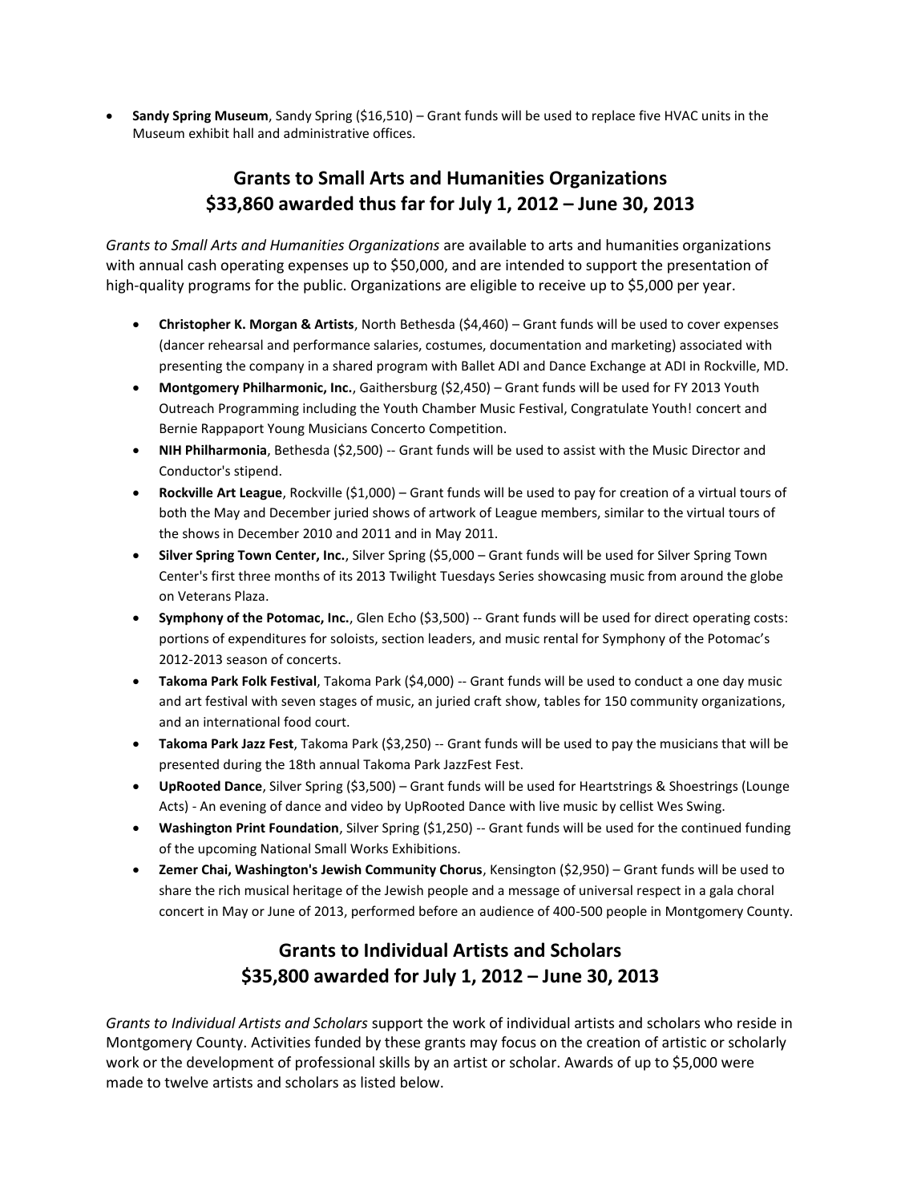- **Sandy Spring Museum**, Sandy Spring ($16,510) – Grant funds will be used to replace five HVAC units in the Museum exhibit hall and administrative offices.

## Grants to Small Arts and Humanities Organizations
## $33,860 awarded thus far for July 1, 2012 – June 30, 2013

*Grants to Small Arts and Humanities Organizations* are available to arts and humanities organizations with annual cash operating expenses up to $50,000, and are intended to support the presentation of high-quality programs for the public. Organizations are eligible to receive up to $5,000 per year.

- **Christopher K. Morgan & Artists**, North Bethesda ($4,460) – Grant funds will be used to cover expenses (dancer rehearsal and performance salaries, costumes, documentation and marketing) associated with presenting the company in a shared program with Ballet ADI and Dance Exchange at ADI in Rockville, MD.
- **Montgomery Philharmonic, Inc.**, Gaithersburg ($2,450) – Grant funds will be used for FY 2013 Youth Outreach Programming including the Youth Chamber Music Festival, Congratulate Youth! concert and Bernie Rappaport Young Musicians Concerto Competition.
- **NIH Philharmonia**, Bethesda ($2,500) -- Grant funds will be used to assist with the Music Director and Conductor's stipend.
- **Rockville Art League**, Rockville ($1,000) – Grant funds will be used to pay for creation of a virtual tours of both the May and December juried shows of artwork of League members, similar to the virtual tours of the shows in December 2010 and 2011 and in May 2011.
- **Silver Spring Town Center, Inc.**, Silver Spring ($5,000 – Grant funds will be used for Silver Spring Town Center's first three months of its 2013 Twilight Tuesdays Series showcasing music from around the globe on Veterans Plaza.
- **Symphony of the Potomac, Inc.**, Glen Echo ($3,500) -- Grant funds will be used for direct operating costs: portions of expenditures for soloists, section leaders, and music rental for Symphony of the Potomac's 2012-2013 season of concerts.
- **Takoma Park Folk Festival**, Takoma Park ($4,000) -- Grant funds will be used to conduct a one day music and art festival with seven stages of music, an juried craft show, tables for 150 community organizations, and an international food court.
- **Takoma Park Jazz Fest**, Takoma Park ($3,250) -- Grant funds will be used to pay the musicians that will be presented during the 18th annual Takoma Park JazzFest Fest.
- **UpRooted Dance**, Silver Spring ($3,500) – Grant funds will be used for Heartstrings & Shoestrings (Lounge Acts) - An evening of dance and video by UpRooted Dance with live music by cellist Wes Swing.
- **Washington Print Foundation**, Silver Spring ($1,250) -- Grant funds will be used for the continued funding of the upcoming National Small Works Exhibitions.
- **Zemer Chai, Washington's Jewish Community Chorus**, Kensington ($2,950) – Grant funds will be used to share the rich musical heritage of the Jewish people and a message of universal respect in a gala choral concert in May or June of 2013, performed before an audience of 400-500 people in Montgomery County.

## Grants to Individual Artists and Scholars
## $35,800 awarded for July 1, 2012 – June 30, 2013

*Grants to Individual Artists and Scholars* support the work of individual artists and scholars who reside in Montgomery County. Activities funded by these grants may focus on the creation of artistic or scholarly work or the development of professional skills by an artist or scholar. Awards of up to $5,000 were made to twelve artists and scholars as listed below.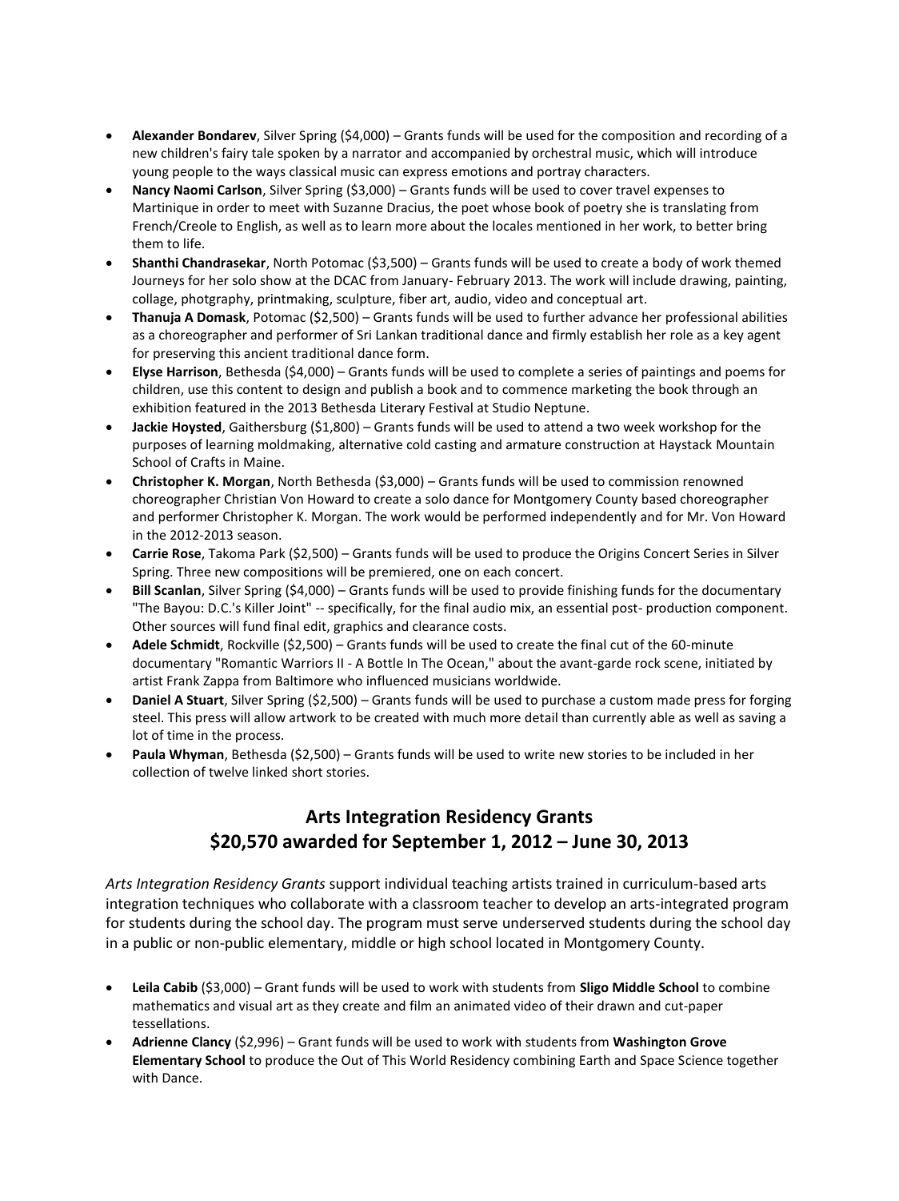- **Alexander Bondarev**, Silver Spring ($4,000) – Grants funds will be used for the composition and recording of a new children's fairy tale spoken by a narrator and accompanied by orchestral music, which will introduce young people to the ways classical music can express emotions and portray characters.
- **Nancy Naomi Carlson**, Silver Spring ($3,000) – Grants funds will be used to cover travel expenses to Martinique in order to meet with Suzanne Dracius, the poet whose book of poetry she is translating from French/Creole to English, as well as to learn more about the locales mentioned in her work, to better bring them to life.
- **Shanthi Chandrasekar**, North Potomac ($3,500) – Grants funds will be used to create a body of work themed Journeys for her solo show at the DCAC from January- February 2013. The work will include drawing, painting, collage, photgraphy, printmaking, sculpture, fiber art, audio, video and conceptual art.
- **Thanuja A Domask**, Potomac ($2,500) – Grants funds will be used to further advance her professional abilities as a choreographer and performer of Sri Lankan traditional dance and firmly establish her role as a key agent for preserving this ancient traditional dance form.
- **Elyse Harrison**, Bethesda ($4,000) – Grants funds will be used to complete a series of paintings and poems for children, use this content to design and publish a book and to commence marketing the book through an exhibition featured in the 2013 Bethesda Literary Festival at Studio Neptune.
- **Jackie Hoysted**, Gaithersburg ($1,800) – Grants funds will be used to attend a two week workshop for the purposes of learning moldmaking, alternative cold casting and armature construction at Haystack Mountain School of Crafts in Maine.
- **Christopher K. Morgan**, North Bethesda ($3,000) – Grants funds will be used to commission renowned choreographer Christian Von Howard to create a solo dance for Montgomery County based choreographer and performer Christopher K. Morgan. The work would be performed independently and for Mr. Von Howard in the 2012-2013 season.
- **Carrie Rose**, Takoma Park ($2,500) – Grants funds will be used to produce the Origins Concert Series in Silver Spring. Three new compositions will be premiered, one on each concert.
- **Bill Scanlan**, Silver Spring ($4,000) – Grants funds will be used to provide finishing funds for the documentary "The Bayou: D.C.'s Killer Joint" -- specifically, for the final audio mix, an essential post- production component. Other sources will fund final edit, graphics and clearance costs.
- **Adele Schmidt**, Rockville ($2,500) – Grants funds will be used to create the final cut of the 60-minute documentary "Romantic Warriors II - A Bottle In The Ocean," about the avant-garde rock scene, initiated by artist Frank Zappa from Baltimore who influenced musicians worldwide.
- **Daniel A Stuart**, Silver Spring ($2,500) – Grants funds will be used to purchase a custom made press for forging steel. This press will allow artwork to be created with much more detail than currently able as well as saving a lot of time in the process.
- **Paula Whyman**, Bethesda ($2,500) – Grants funds will be used to write new stories to be included in her collection of twelve linked short stories.

## Arts Integration Residency Grants
## $20,570 awarded for September 1, 2012 – June 30, 2013

*Arts Integration Residency Grants* support individual teaching artists trained in curriculum-based arts integration techniques who collaborate with a classroom teacher to develop an arts-integrated program for students during the school day. The program must serve underserved students during the school day in a public or non-public elementary, middle or high school located in Montgomery County.

- **Leila Cabib** ($3,000) – Grant funds will be used to work with students from **Sligo Middle School** to combine mathematics and visual art as they create and film an animated video of their drawn and cut-paper tessellations.
- **Adrienne Clancy** ($2,996) – Grant funds will be used to work with students from **Washington Grove Elementary School** to produce the Out of This World Residency combining Earth and Space Science together with Dance.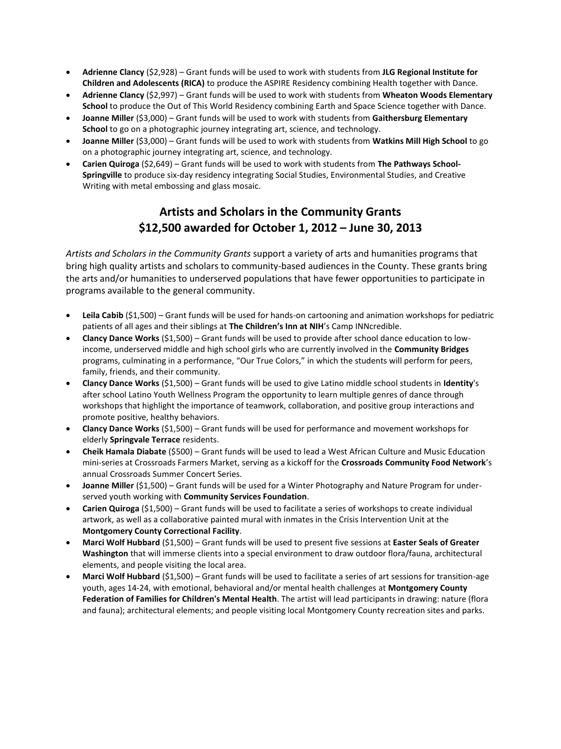- **Adrienne Clancy** ($2,928) – Grant funds will be used to work with students from **JLG Regional Institute for Children and Adolescents (RICA)** to produce the ASPIRE Residency combining Health together with Dance.
- **Adrienne Clancy** ($2,997) – Grant funds will be used to work with students from **Wheaton Woods Elementary School** to produce the Out of This World Residency combining Earth and Space Science together with Dance.
- **Joanne Miller** ($3,000) – Grant funds will be used to work with students from **Gaithersburg Elementary School** to go on a photographic journey integrating art, science, and technology.
- **Joanne Miller** ($3,000) – Grant funds will be used to work with students from **Watkins Mill High School** to go on a photographic journey integrating art, science, and technology.
- **Carien Quiroga** ($2,649) – Grant funds will be used to work with students from **The Pathways School-Springville** to produce six-day residency integrating Social Studies, Environmental Studies, and Creative Writing with metal embossing and glass mosaic.

## Artists and Scholars in the Community Grants
## $12,500 awarded for October 1, 2012 – June 30, 2013

*Artists and Scholars in the Community Grants* support a variety of arts and humanities programs that bring high quality artists and scholars to community-based audiences in the County. These grants bring the arts and/or humanities to underserved populations that have fewer opportunities to participate in programs available to the general community.

- **Leila Cabib** ($1,500) – Grant funds will be used for hands-on cartooning and animation workshops for pediatric patients of all ages and their siblings at **The Children's Inn at NIH**'s Camp INNcredible.
- **Clancy Dance Works** ($1,500) – Grant funds will be used to provide after school dance education to low-income, underserved middle and high school girls who are currently involved in the **Community Bridges** programs, culminating in a performance, "Our True Colors," in which the students will perform for peers, family, friends, and their community.
- **Clancy Dance Works** ($1,500) – Grant funds will be used to give Latino middle school students in **Identity**'s after school Latino Youth Wellness Program the opportunity to learn multiple genres of dance through workshops that highlight the importance of teamwork, collaboration, and positive group interactions and promote positive, healthy behaviors.
- **Clancy Dance Works** ($1,500) – Grant funds will be used for performance and movement workshops for elderly **Springvale Terrace** residents.
- **Cheik Hamala Diabate** ($500) – Grant funds will be used to lead a West African Culture and Music Education mini-series at Crossroads Farmers Market, serving as a kickoff for the **Crossroads Community Food Network**'s annual Crossroads Summer Concert Series.
- **Joanne Miller** ($1,500) – Grant funds will be used for a Winter Photography and Nature Program for under-served youth working with **Community Services Foundation**.
- **Carien Quiroga** ($1,500) – Grant funds will be used to facilitate a series of workshops to create individual artwork, as well as a collaborative painted mural with inmates in the Crisis Intervention Unit at the **Montgomery County Correctional Facility**.
- **Marci Wolf Hubbard** ($1,500) – Grant funds will be used to present five sessions at **Easter Seals of Greater Washington** that will immerse clients into a special environment to draw outdoor flora/fauna, architectural elements, and people visiting the local area.
- **Marci Wolf Hubbard** ($1,500) – Grant funds will be used to facilitate a series of art sessions for transition-age youth, ages 14-24, with emotional, behavioral and/or mental health challenges at **Montgomery County Federation of Families for Children's Mental Health**. The artist will lead participants in drawing: nature (flora and fauna); architectural elements; and people visiting local Montgomery County recreation sites and parks.